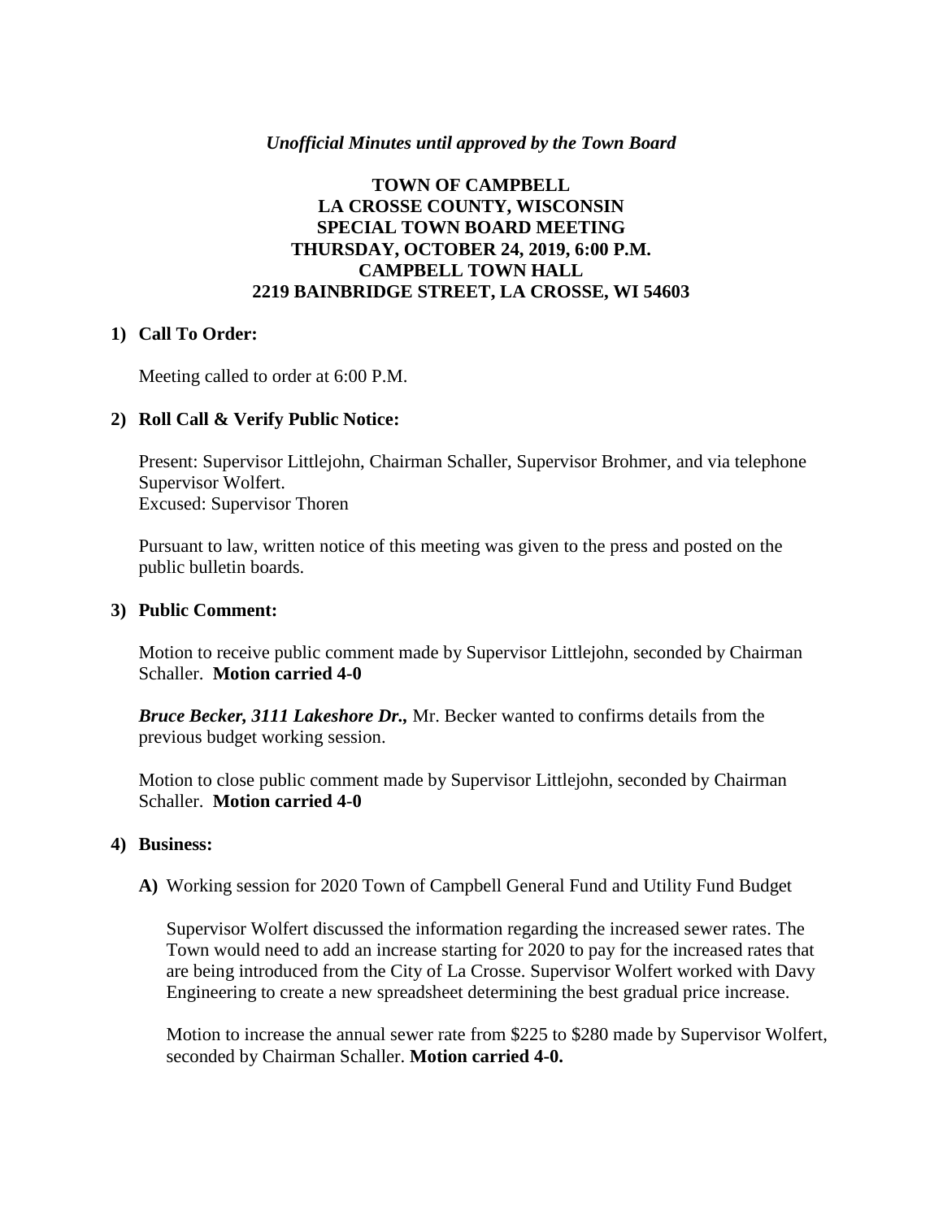*Unofficial Minutes until approved by the Town Board*

# TOWN OF CAMPBELL
## LA CROSSE COUNTY, WISCONSIN
## SPECIAL TOWN BOARD MEETING
## THURSDAY, OCTOBER 24, 2019, 6:00 P.M.
## CAMPBELL TOWN HALL
## 2219 BAINBRIDGE STREET, LA CROSSE, WI 54603

### 1) Call To Order:

Meeting called to order at 6:00 P.M.

### 2) Roll Call & Verify Public Notice:

Present: Supervisor Littlejohn, Chairman Schaller, Supervisor Brohmer, and via telephone Supervisor Wolfert.
Excused: Supervisor Thoren

Pursuant to law, written notice of this meeting was given to the press and posted on the public bulletin boards.

### 3) Public Comment:

Motion to receive public comment made by Supervisor Littlejohn, seconded by Chairman Schaller. **Motion carried 4-0**

***Bruce Becker, 3111 Lakeshore Dr.,*** Mr. Becker wanted to confirms details from the previous budget working session.

Motion to close public comment made by Supervisor Littlejohn, seconded by Chairman Schaller. **Motion carried 4-0**

### 4) Business:

**A)** Working session for 2020 Town of Campbell General Fund and Utility Fund Budget

Supervisor Wolfert discussed the information regarding the increased sewer rates. The Town would need to add an increase starting for 2020 to pay for the increased rates that are being introduced from the City of La Crosse. Supervisor Wolfert worked with Davy Engineering to create a new spreadsheet determining the best gradual price increase.

Motion to increase the annual sewer rate from $225 to $280 made by Supervisor Wolfert, seconded by Chairman Schaller. **Motion carried 4-0.**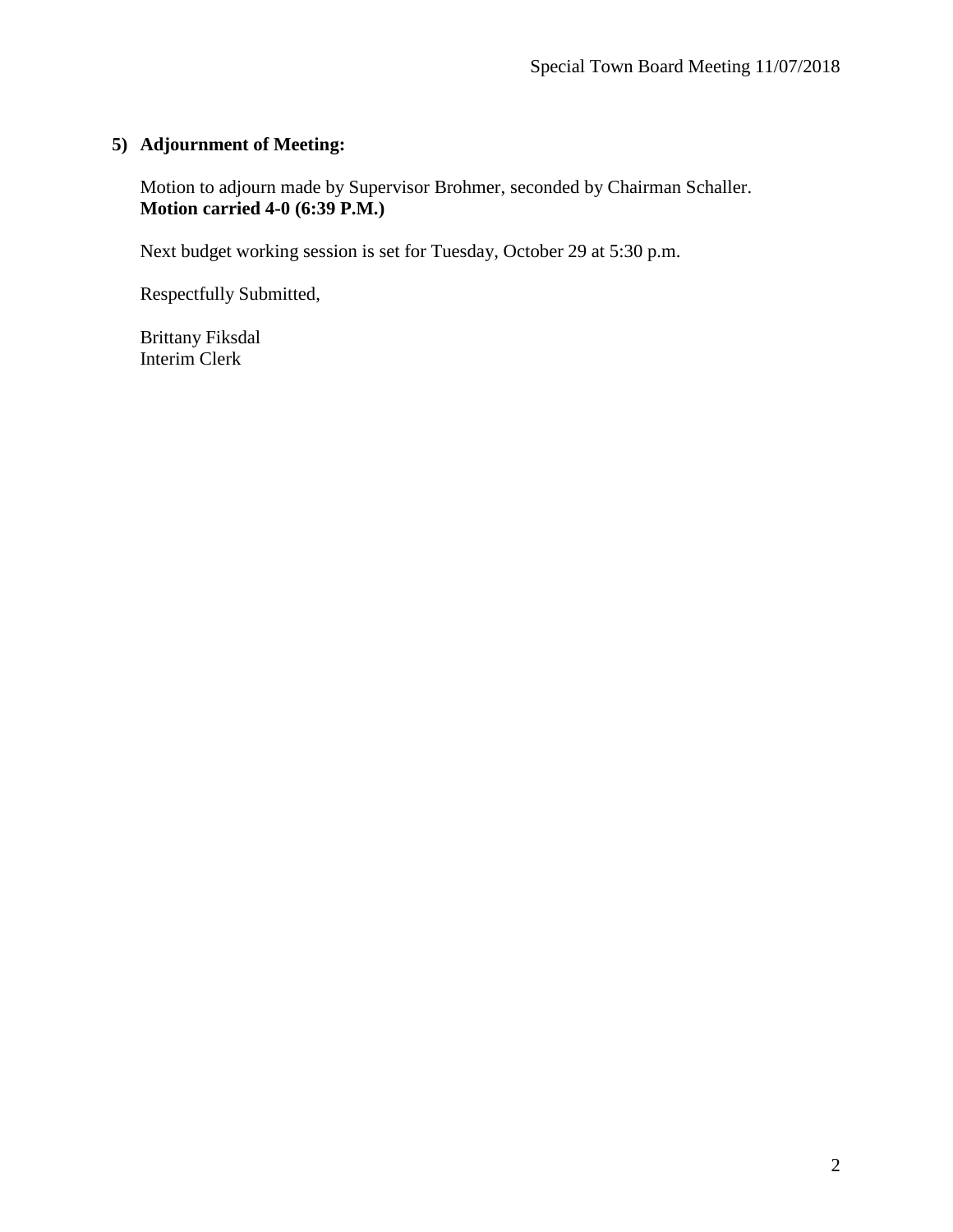## 5) Adjournment of Meeting:

Motion to adjourn made by Supervisor Brohmer, seconded by Chairman Schaller.
**Motion carried 4-0 (6:39 P.M.)**

Next budget working session is set for Tuesday, October 29 at 5:30 p.m.

Respectfully Submitted,

Brittany Fiksdal
Interim Clerk